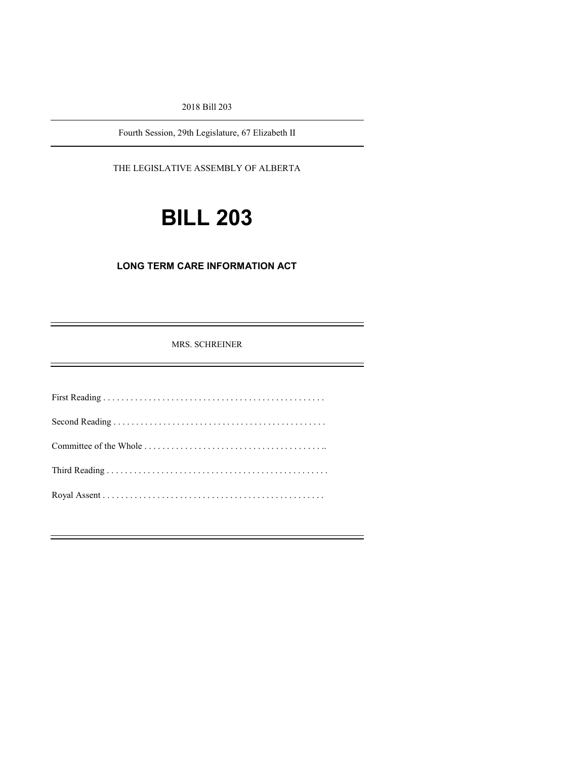2018 Bill 203

Fourth Session, 29th Legislature, 67 Elizabeth II

THE LEGISLATIVE ASSEMBLY OF ALBERTA

# BILL 203

## LONG TERM CARE INFORMATION ACT

MRS. SCHREINER

First Reading . . . . . . . . . . . . . . . . . . . . . . . . . . . . . . . . . . . . . . . . . . . . . . . .

Second Reading . . . . . . . . . . . . . . . . . . . . . . . . . . . . . . . . . . . . . . . . . . . . . .

Committee of the Whole . . . . . . . . . . . . . . . . . . . . . . . . . . . . . . . . . . . . . . . ..

Third Reading . . . . . . . . . . . . . . . . . . . . . . . . . . . . . . . . . . . . . . . . . . . . . . . .

Royal Assent . . . . . . . . . . . . . . . . . . . . . . . . . . . . . . . . . . . . . . . . . . . . . . . .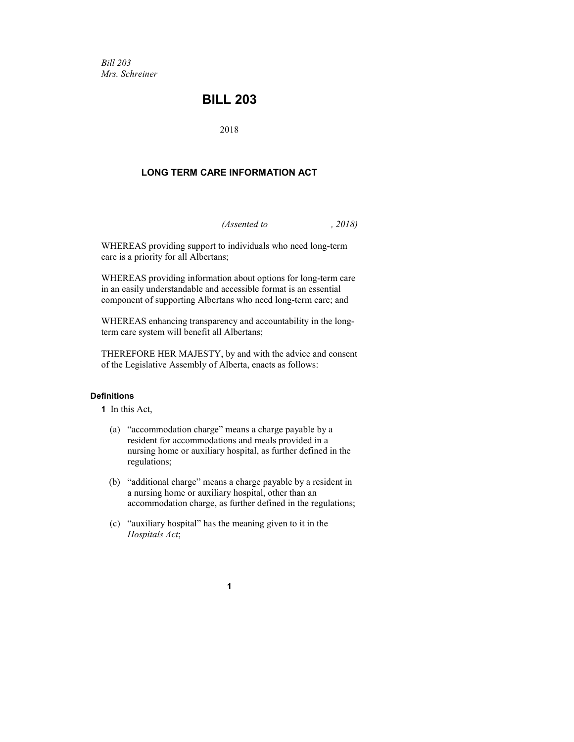*Bill 203*
*Mrs. Schreiner*

# BILL 203

2018

## LONG TERM CARE INFORMATION ACT

*(Assented to , 2018)*

WHEREAS providing support to individuals who need long-term care is a priority for all Albertans;

WHEREAS providing information about options for long-term care in an easily understandable and accessible format is an essential component of supporting Albertans who need long-term care; and

WHEREAS enhancing transparency and accountability in the long-term care system will benefit all Albertans;

THEREFORE HER MAJESTY, by and with the advice and consent of the Legislative Assembly of Alberta, enacts as follows:

### Definitions

**1** In this Act,

(a) "accommodation charge" means a charge payable by a resident for accommodations and meals provided in a nursing home or auxiliary hospital, as further defined in the regulations;

(b) "additional charge" means a charge payable by a resident in a nursing home or auxiliary hospital, other than an accommodation charge, as further defined in the regulations;

(c) "auxiliary hospital" has the meaning given to it in the *Hospitals Act*;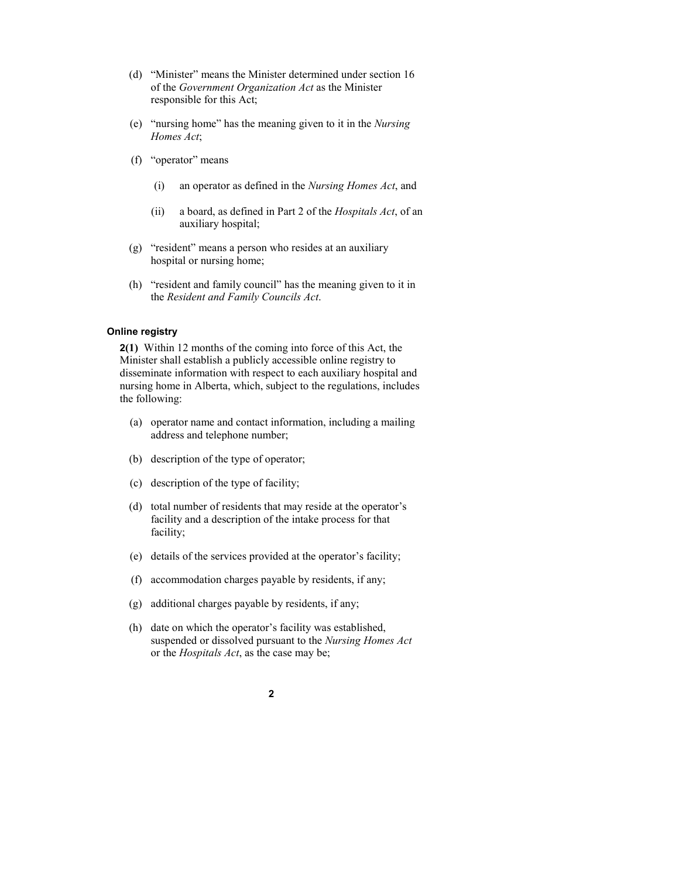(d) "Minister" means the Minister determined under section 16 of the *Government Organization Act* as the Minister responsible for this Act;

(e) "nursing home" has the meaning given to it in the *Nursing Homes Act*;

(f) "operator" means

  (i) an operator as defined in the *Nursing Homes Act*, and

  (ii) a board, as defined in Part 2 of the *Hospitals Act*, of an auxiliary hospital;

(g) "resident" means a person who resides at an auxiliary hospital or nursing home;

(h) "resident and family council" has the meaning given to it in the *Resident and Family Councils Act*.

#### Online registry

**2(1)** Within 12 months of the coming into force of this Act, the Minister shall establish a publicly accessible online registry to disseminate information with respect to each auxiliary hospital and nursing home in Alberta, which, subject to the regulations, includes the following:

(a) operator name and contact information, including a mailing address and telephone number;

(b) description of the type of operator;

(c) description of the type of facility;

(d) total number of residents that may reside at the operator's facility and a description of the intake process for that facility;

(e) details of the services provided at the operator's facility;

(f) accommodation charges payable by residents, if any;

(g) additional charges payable by residents, if any;

(h) date on which the operator's facility was established, suspended or dissolved pursuant to the *Nursing Homes Act* or the *Hospitals Act*, as the case may be;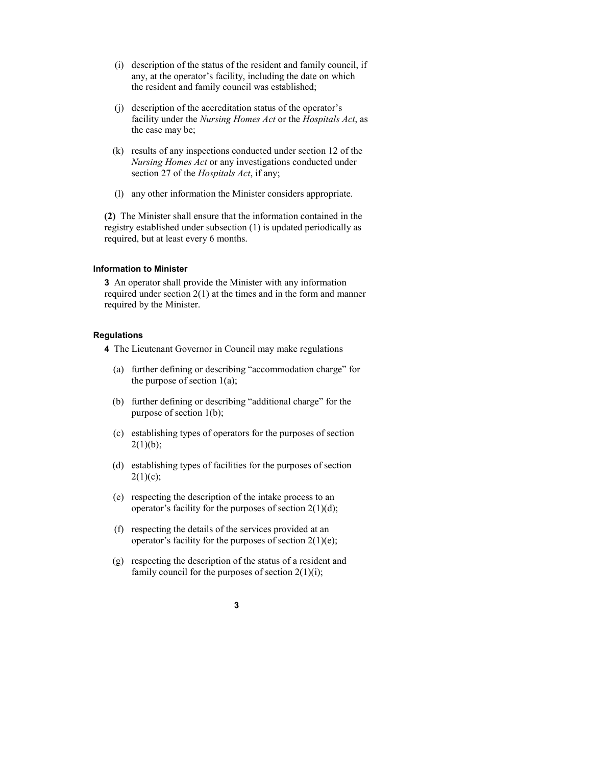(i) description of the status of the resident and family council, if any, at the operator's facility, including the date on which the resident and family council was established;

(j) description of the accreditation status of the operator's facility under the *Nursing Homes Act* or the *Hospitals Act*, as the case may be;

(k) results of any inspections conducted under section 12 of the *Nursing Homes Act* or any investigations conducted under section 27 of the *Hospitals Act*, if any;

(l) any other information the Minister considers appropriate.

**(2)** The Minister shall ensure that the information contained in the registry established under subsection (1) is updated periodically as required, but at least every 6 months.

#### Information to Minister

**3** An operator shall provide the Minister with any information required under section 2(1) at the times and in the form and manner required by the Minister.

#### Regulations

**4** The Lieutenant Governor in Council may make regulations

(a) further defining or describing "accommodation charge" for the purpose of section 1(a);

(b) further defining or describing "additional charge" for the purpose of section 1(b);

(c) establishing types of operators for the purposes of section 2(1)(b);

(d) establishing types of facilities for the purposes of section 2(1)(c);

(e) respecting the description of the intake process to an operator's facility for the purposes of section 2(1)(d);

(f) respecting the details of the services provided at an operator's facility for the purposes of section 2(1)(e);

(g) respecting the description of the status of a resident and family council for the purposes of section 2(1)(i);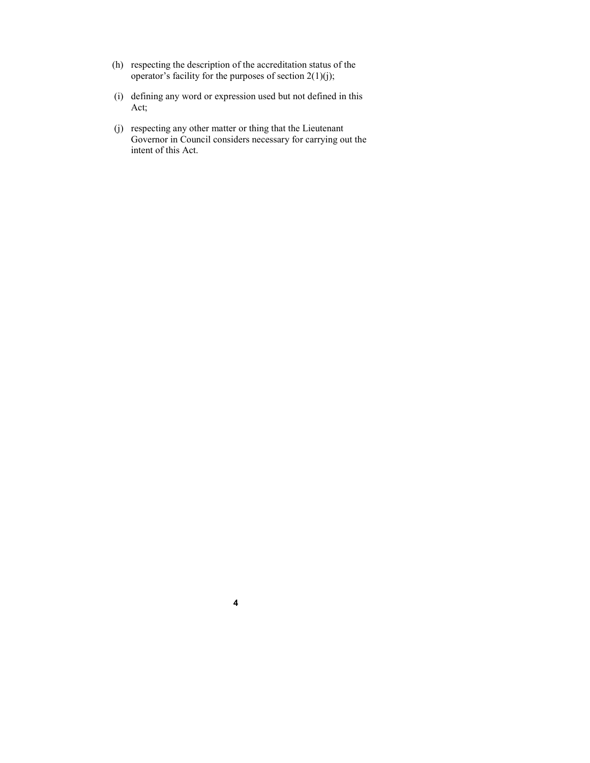(h) respecting the description of the accreditation status of the operator's facility for the purposes of section 2(1)(j);

(i) defining any word or expression used but not defined in this Act;

(j) respecting any other matter or thing that the Lieutenant Governor in Council considers necessary for carrying out the intent of this Act.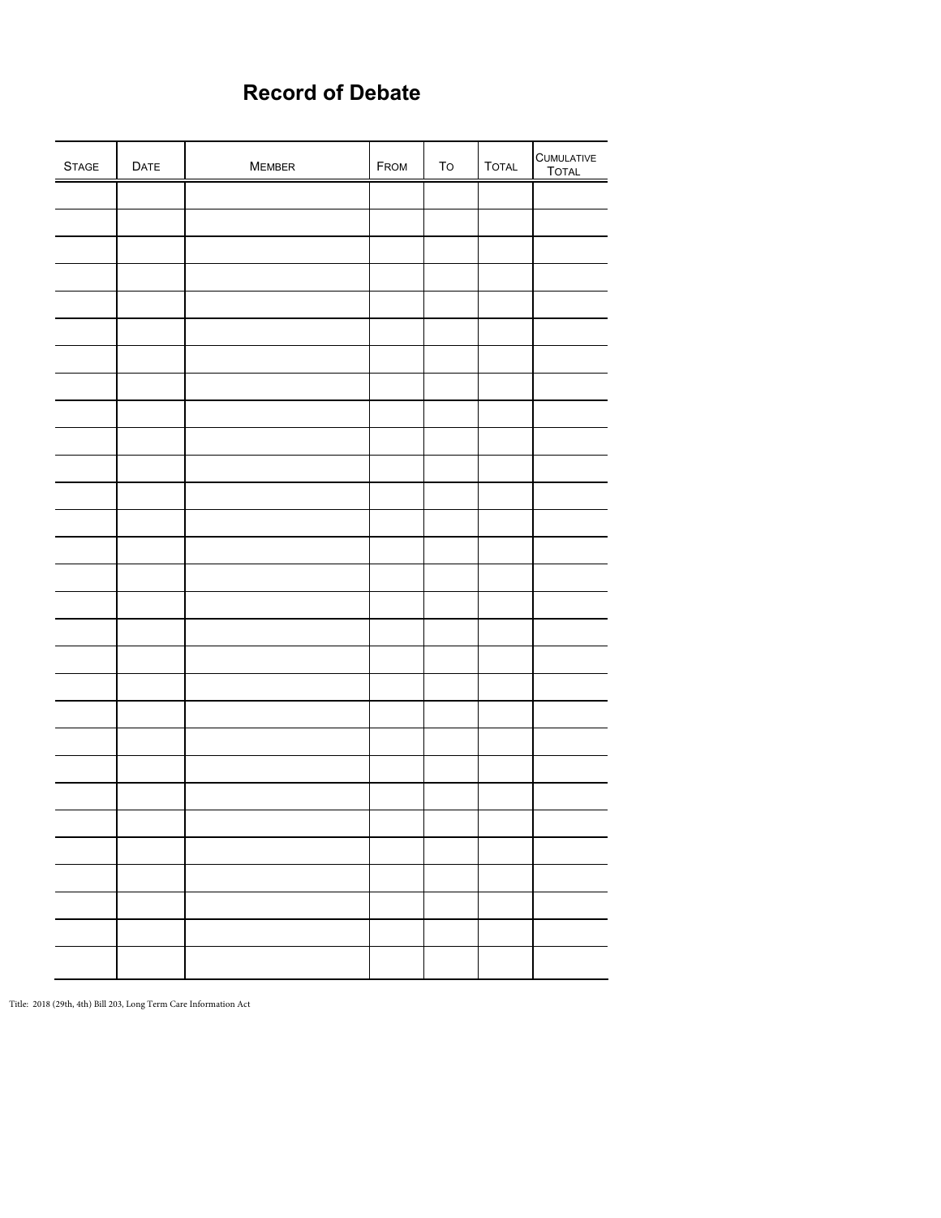# Record of Debate

| Stage | Date | Member | From | To | Total | Cumulative Total |
|---|---|---|---|---|---|---|
| | | | | | | |
| | | | | | | |
| | | | | | | |
| | | | | | | |
| | | | | | | |
| | | | | | | |
| | | | | | | |
| | | | | | | |
| | | | | | | |
| | | | | | | |
| | | | | | | |
| | | | | | | |
| | | | | | | |
| | | | | | | |
| | | | | | | |
| | | | | | | |
| | | | | | | |
| | | | | | | |
| | | | | | | |
| | | | | | | |
| | | | | | | |
| | | | | | | |
| | | | | | | |
| | | | | | | |
| | | | | | | |
| | | | | | | |
| | | | | | | |
| | | | | | | |
| | | | | | | |

Title: 2018 (29th, 4th) Bill 203, Long Term Care Information Act